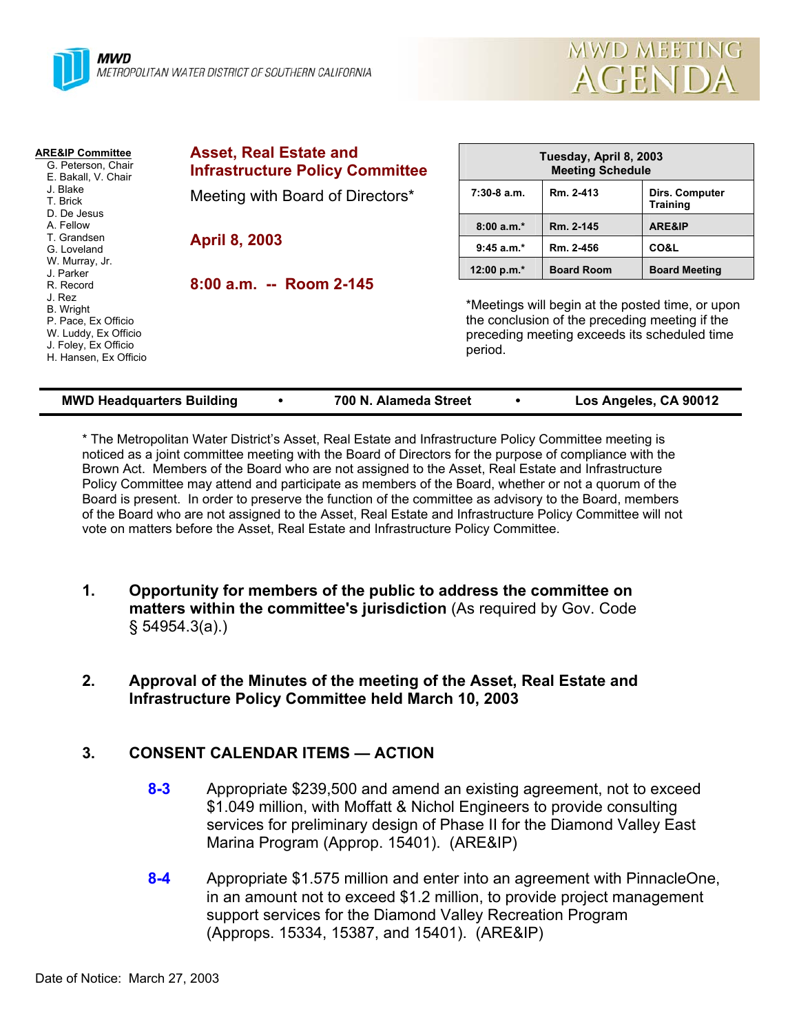MWD
METROPOLITAN WATER DISTRICT OF SOUTHERN CALIFORNIA

# MWD MEETING AGENDA

**ARE&IP Committee**
G. Peterson, Chair
E. Bakall, V. Chair
J. Blake
T. Brick
D. De Jesus
A. Fellow
T. Grandsen
G. Loveland
W. Murray, Jr.
J. Parker
R. Record
J. Rez
B. Wright
P. Pace, Ex Officio
W. Luddy, Ex Officio
J. Foley, Ex Officio
H. Hansen, Ex Officio

## Asset, Real Estate and Infrastructure Policy Committee

Meeting with Board of Directors*

**April 8, 2003**

**8:00 a.m. -- Room 2-145**

| Tuesday, April 8, 2003 Meeting Schedule | | |
|---|---|---|
| 7:30-8 a.m. | Rm. 2-413 | Dirs. Computer Training |
| 8:00 a.m.* | Rm. 2-145 | ARE&IP |
| 9:45 a.m.* | Rm. 2-456 | CO&L |
| 12:00 p.m.* | Board Room | Board Meeting |

*Meetings will begin at the posted time, or upon the conclusion of the preceding meeting if the preceding meeting exceeds its scheduled time period.

**MWD Headquarters Building • 700 N. Alameda Street • Los Angeles, CA 90012**

* The Metropolitan Water District's Asset, Real Estate and Infrastructure Policy Committee meeting is noticed as a joint committee meeting with the Board of Directors for the purpose of compliance with the Brown Act. Members of the Board who are not assigned to the Asset, Real Estate and Infrastructure Policy Committee may attend and participate as members of the Board, whether or not a quorum of the Board is present. In order to preserve the function of the committee as advisory to the Board, members of the Board who are not assigned to the Asset, Real Estate and Infrastructure Policy Committee will not vote on matters before the Asset, Real Estate and Infrastructure Policy Committee.

1. **Opportunity for members of the public to address the committee on matters within the committee's jurisdiction** (As required by Gov. Code § 54954.3(a).)

2. **Approval of the Minutes of the meeting of the Asset, Real Estate and Infrastructure Policy Committee held March 10, 2003**

3. **CONSENT CALENDAR ITEMS — ACTION**

   **8-3** Appropriate $239,500 and amend an existing agreement, not to exceed $1.049 million, with Moffatt & Nichol Engineers to provide consulting services for preliminary design of Phase II for the Diamond Valley East Marina Program (Approp. 15401). (ARE&IP)

   **8-4** Appropriate $1.575 million and enter into an agreement with PinnacleOne, in an amount not to exceed $1.2 million, to provide project management support services for the Diamond Valley Recreation Program (Approps. 15334, 15387, and 15401). (ARE&IP)

Date of Notice: March 27, 2003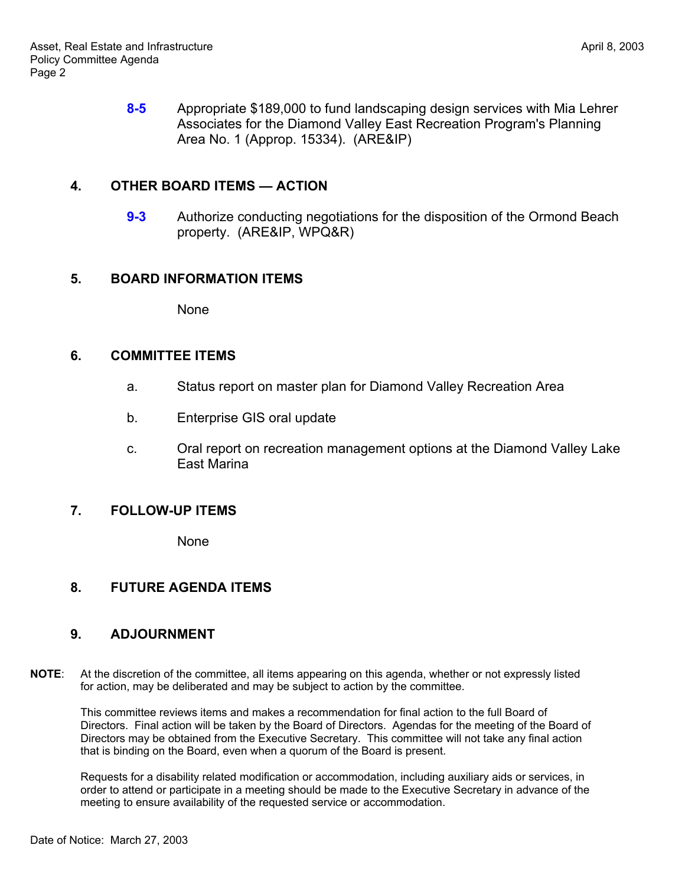**8-5** Appropriate $189,000 to fund landscaping design services with Mia Lehrer Associates for the Diamond Valley East Recreation Program's Planning Area No. 1 (Approp. 15334). (ARE&IP)

## 4. OTHER BOARD ITEMS — ACTION

**9-3** Authorize conducting negotiations for the disposition of the Ormond Beach property. (ARE&IP, WPQ&R)

## 5. BOARD INFORMATION ITEMS

None

## 6. COMMITTEE ITEMS

a. Status report on master plan for Diamond Valley Recreation Area

b. Enterprise GIS oral update

c. Oral report on recreation management options at the Diamond Valley Lake East Marina

## 7. FOLLOW-UP ITEMS

None

## 8. FUTURE AGENDA ITEMS

## 9. ADJOURNMENT

**NOTE**: At the discretion of the committee, all items appearing on this agenda, whether or not expressly listed for action, may be deliberated and may be subject to action by the committee.

This committee reviews items and makes a recommendation for final action to the full Board of Directors. Final action will be taken by the Board of Directors. Agendas for the meeting of the Board of Directors may be obtained from the Executive Secretary. This committee will not take any final action that is binding on the Board, even when a quorum of the Board is present.

Requests for a disability related modification or accommodation, including auxiliary aids or services, in order to attend or participate in a meeting should be made to the Executive Secretary in advance of the meeting to ensure availability of the requested service or accommodation.

Date of Notice: March 27, 2003